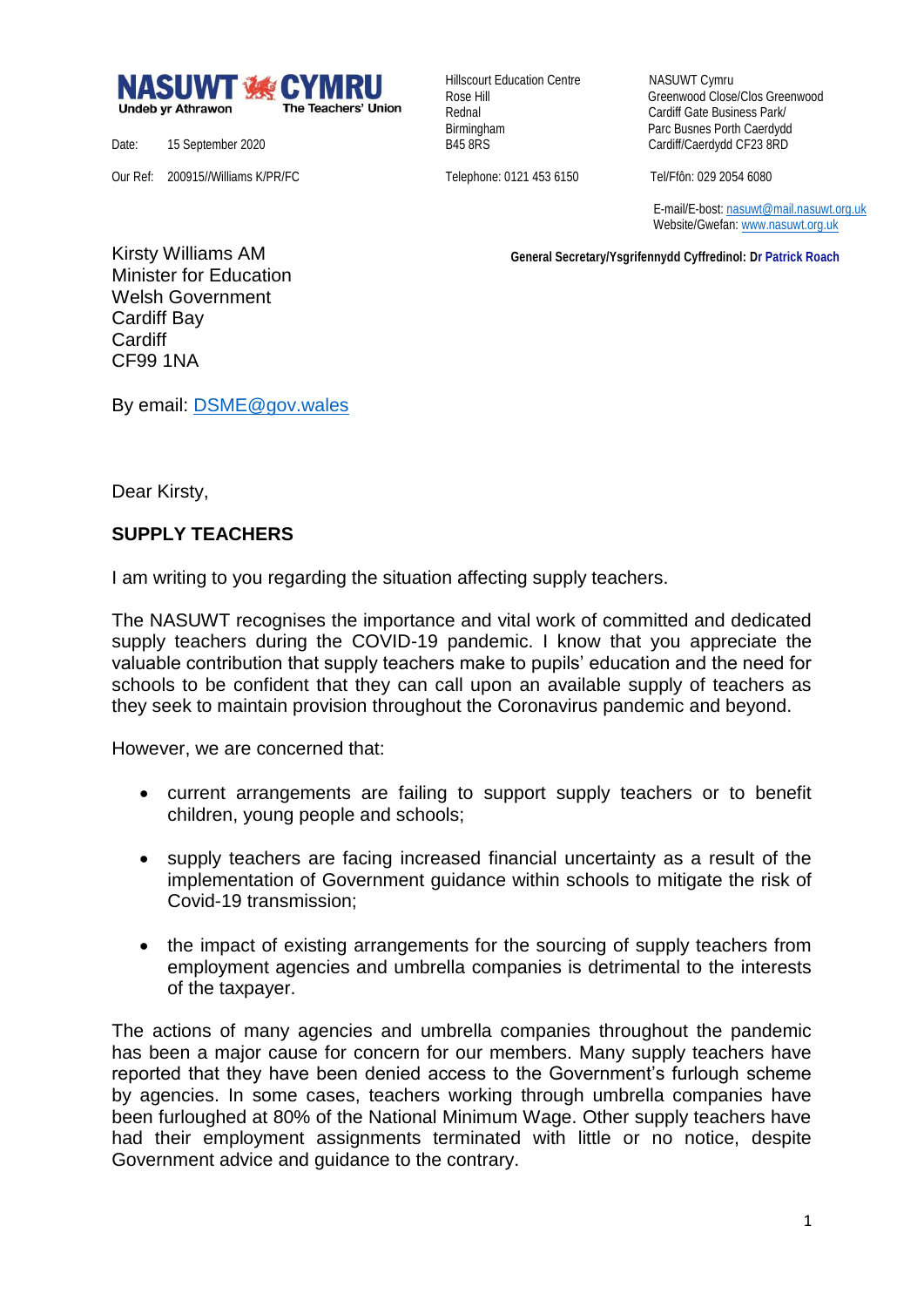**NASUWT CYMRU**
Undeb yr Athrawon — The Teachers' Union

Hillscourt Education Centre
Rose Hill
Rednal
Birmingham
B45 8RS

Telephone: 0121 453 6150

NASUWT Cymru
Greenwood Close/Clos Greenwood
Cardiff Gate Business Park/
Parc Busnes Porth Caerdydd
Cardiff/Caerdydd CF23 8RD

Tel/Ffôn: 029 2054 6080

E-mail/E-bost: nasuwt@mail.nasuwt.org.uk
Website/Gwefan: www.nasuwt.org.uk

**General Secretary/Ysgrifennydd Cyffredinol: Dr Patrick Roach**

Date: 15 September 2020

Our Ref: 200915//Williams K/PR/FC

Kirsty Williams AM
Minister for Education
Welsh Government
Cardiff Bay
Cardiff
CF99 1NA

By email: DSME@gov.wales

Dear Kirsty,

**SUPPLY TEACHERS**

I am writing to you regarding the situation affecting supply teachers.

The NASUWT recognises the importance and vital work of committed and dedicated supply teachers during the COVID-19 pandemic. I know that you appreciate the valuable contribution that supply teachers make to pupils' education and the need for schools to be confident that they can call upon an available supply of teachers as they seek to maintain provision throughout the Coronavirus pandemic and beyond.

However, we are concerned that:

- current arrangements are failing to support supply teachers or to benefit children, young people and schools;
- supply teachers are facing increased financial uncertainty as a result of the implementation of Government guidance within schools to mitigate the risk of Covid-19 transmission;
- the impact of existing arrangements for the sourcing of supply teachers from employment agencies and umbrella companies is detrimental to the interests of the taxpayer.

The actions of many agencies and umbrella companies throughout the pandemic has been a major cause for concern for our members. Many supply teachers have reported that they have been denied access to the Government's furlough scheme by agencies. In some cases, teachers working through umbrella companies have been furloughed at 80% of the National Minimum Wage. Other supply teachers have had their employment assignments terminated with little or no notice, despite Government advice and guidance to the contrary.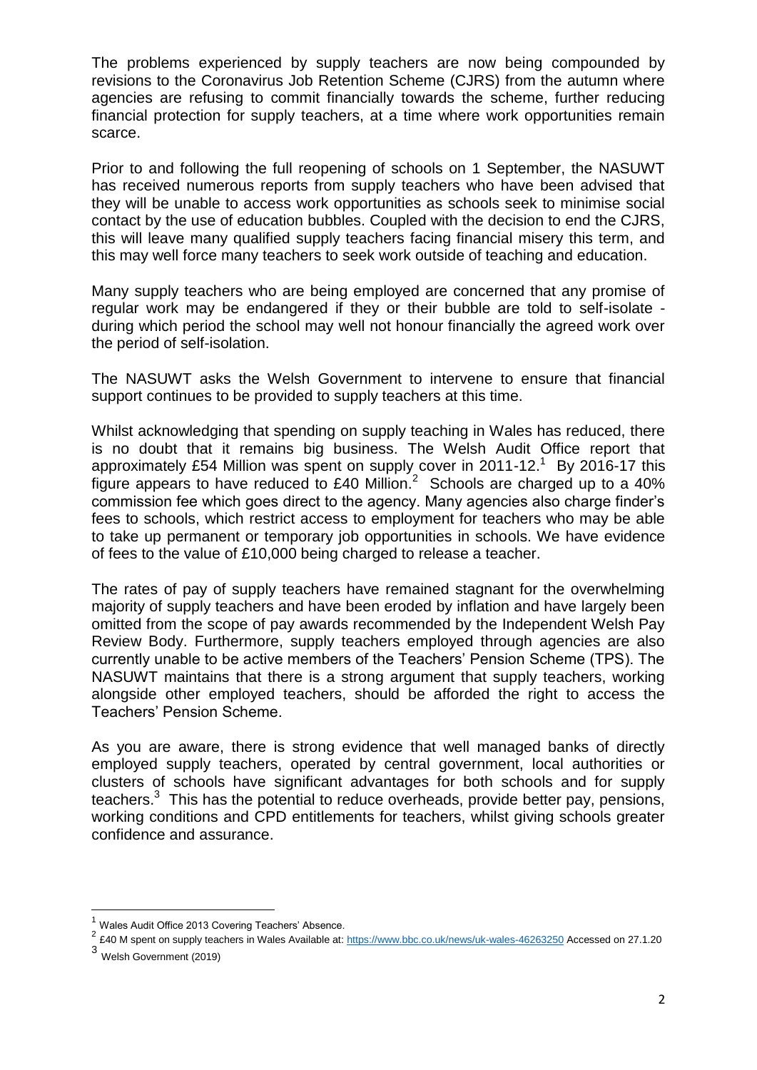The problems experienced by supply teachers are now being compounded by revisions to the Coronavirus Job Retention Scheme (CJRS) from the autumn where agencies are refusing to commit financially towards the scheme, further reducing financial protection for supply teachers, at a time where work opportunities remain scarce.

Prior to and following the full reopening of schools on 1 September, the NASUWT has received numerous reports from supply teachers who have been advised that they will be unable to access work opportunities as schools seek to minimise social contact by the use of education bubbles. Coupled with the decision to end the CJRS, this will leave many qualified supply teachers facing financial misery this term, and this may well force many teachers to seek work outside of teaching and education.

Many supply teachers who are being employed are concerned that any promise of regular work may be endangered if they or their bubble are told to self-isolate - during which period the school may well not honour financially the agreed work over the period of self-isolation.

The NASUWT asks the Welsh Government to intervene to ensure that financial support continues to be provided to supply teachers at this time.

Whilst acknowledging that spending on supply teaching in Wales has reduced, there is no doubt that it remains big business. The Welsh Audit Office report that approximately £54 Million was spent on supply cover in 2011-12.[1] By 2016-17 this figure appears to have reduced to £40 Million.[2] Schools are charged up to a 40% commission fee which goes direct to the agency. Many agencies also charge finder's fees to schools, which restrict access to employment for teachers who may be able to take up permanent or temporary job opportunities in schools. We have evidence of fees to the value of £10,000 being charged to release a teacher.

The rates of pay of supply teachers have remained stagnant for the overwhelming majority of supply teachers and have been eroded by inflation and have largely been omitted from the scope of pay awards recommended by the Independent Welsh Pay Review Body. Furthermore, supply teachers employed through agencies are also currently unable to be active members of the Teachers' Pension Scheme (TPS). The NASUWT maintains that there is a strong argument that supply teachers, working alongside other employed teachers, should be afforded the right to access the Teachers' Pension Scheme.

As you are aware, there is strong evidence that well managed banks of directly employed supply teachers, operated by central government, local authorities or clusters of schools have significant advantages for both schools and for supply teachers.[3] This has the potential to reduce overheads, provide better pay, pensions, working conditions and CPD entitlements for teachers, whilst giving schools greater confidence and assurance.

---

[1] Wales Audit Office 2013 Covering Teachers' Absence.

[2] £40 M spent on supply teachers in Wales Available at: https://www.bbc.co.uk/news/uk-wales-46263250 Accessed on 27.1.20

[3] Welsh Government (2019)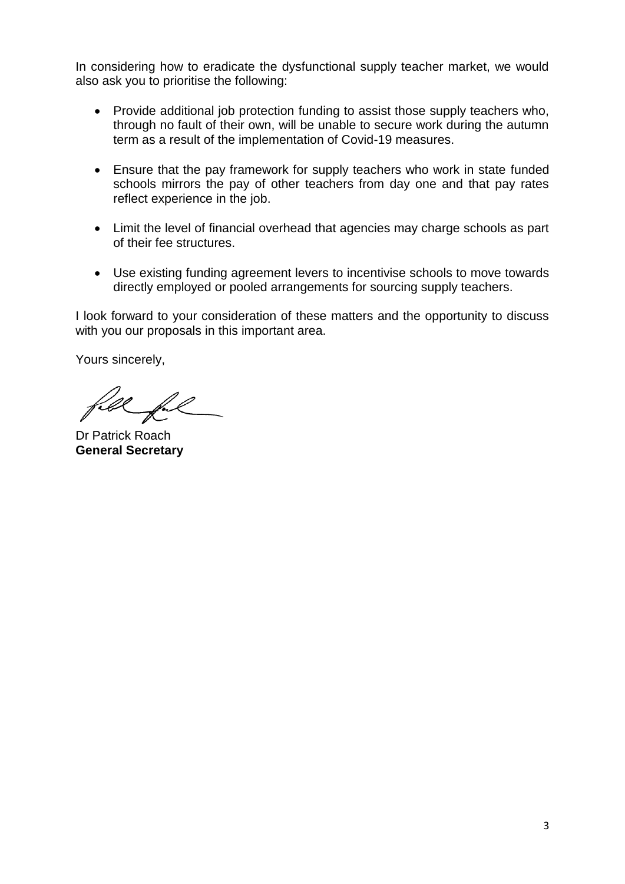In considering how to eradicate the dysfunctional supply teacher market, we would also ask you to prioritise the following:

- Provide additional job protection funding to assist those supply teachers who, through no fault of their own, will be unable to secure work during the autumn term as a result of the implementation of Covid-19 measures.

- Ensure that the pay framework for supply teachers who work in state funded schools mirrors the pay of other teachers from day one and that pay rates reflect experience in the job.

- Limit the level of financial overhead that agencies may charge schools as part of their fee structures.

- Use existing funding agreement levers to incentivise schools to move towards directly employed or pooled arrangements for sourcing supply teachers.

I look forward to your consideration of these matters and the opportunity to discuss with you our proposals in this important area.

Yours sincerely,

Dr Patrick Roach
**General Secretary**